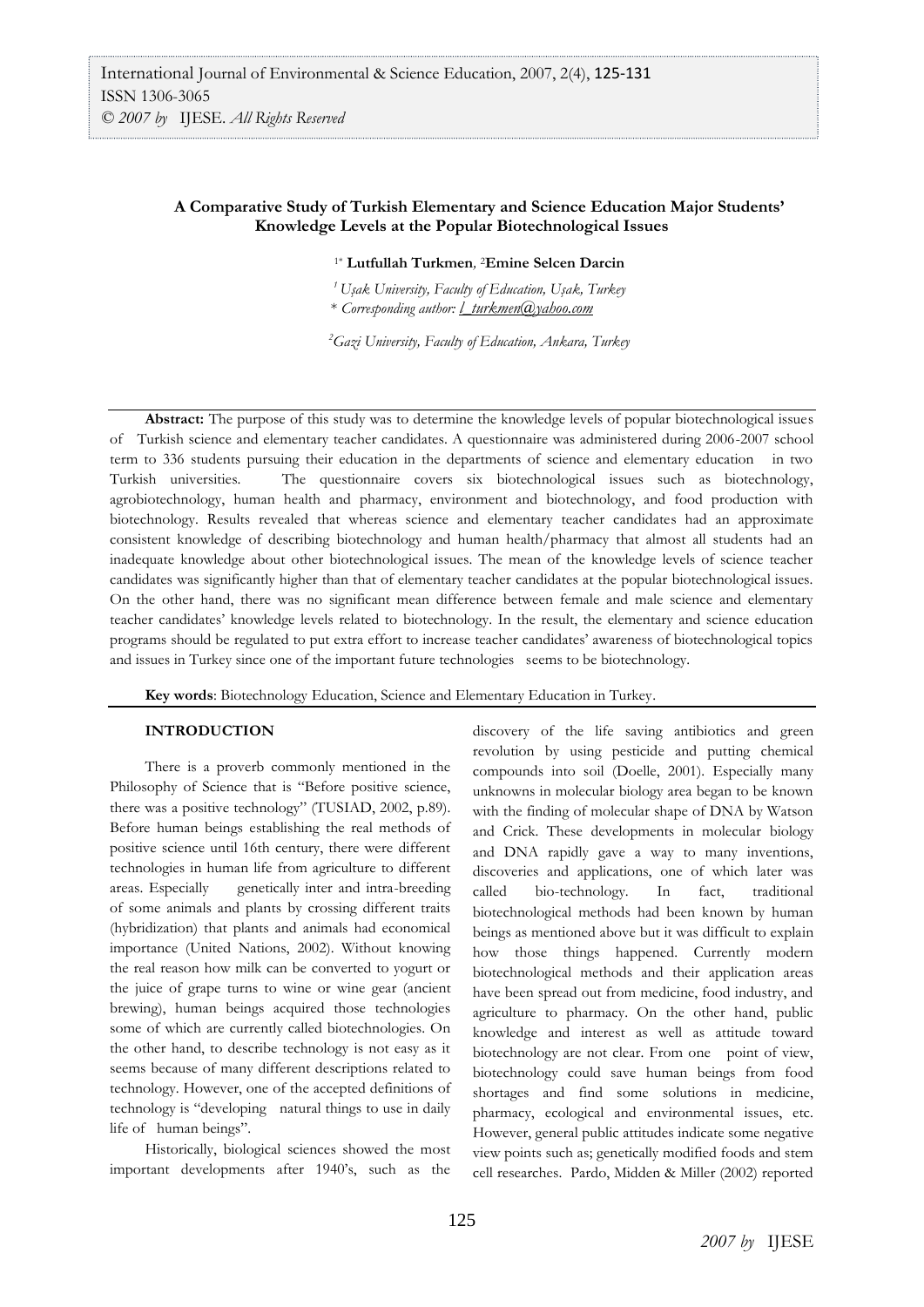# A Comparative Study of Turkish Elementary and Science Education Major Students' Knowledge Levels at the Popular Biotechnological Issues

[1*] **Lutfullah Turkmen**, [2]**Emine Selcen Darcin**

*[1] Uşak University, Faculty of Education, Uşak, Turkey*
*\* Corresponding author: l_turkmen@yahoo.com*

*[2] Gazi University, Faculty of Education, Ankara, Turkey*

**Abstract:** The purpose of this study was to determine the knowledge levels of popular biotechnological issues of Turkish science and elementary teacher candidates. A questionnaire was administered during 2006-2007 school term to 336 students pursuing their education in the departments of science and elementary education in two Turkish universities. The questionnaire covers six biotechnological issues such as biotechnology, agrobiotechnology, human health and pharmacy, environment and biotechnology, and food production with biotechnology. Results revealed that whereas science and elementary teacher candidates had an approximate consistent knowledge of describing biotechnology and human health/pharmacy that almost all students had an inadequate knowledge about other biotechnological issues. The mean of the knowledge levels of science teacher candidates was significantly higher than that of elementary teacher candidates at the popular biotechnological issues. On the other hand, there was no significant mean difference between female and male science and elementary teacher candidates' knowledge levels related to biotechnology. In the result, the elementary and science education programs should be regulated to put extra effort to increase teacher candidates' awareness of biotechnological topics and issues in Turkey since one of the important future technologies seems to be biotechnology.

**Key words**: Biotechnology Education, Science and Elementary Education in Turkey.

## INTRODUCTION

There is a proverb commonly mentioned in the Philosophy of Science that is "Before positive science, there was a positive technology" (TUSIAD, 2002, p.89). Before human beings establishing the real methods of positive science until 16th century, there were different technologies in human life from agriculture to different areas. Especially genetically inter and intra-breeding of some animals and plants by crossing different traits (hybridization) that plants and animals had economical importance (United Nations, 2002). Without knowing the real reason how milk can be converted to yogurt or the juice of grape turns to wine or wine gear (ancient brewing), human beings acquired those technologies some of which are currently called biotechnologies. On the other hand, to describe technology is not easy as it seems because of many different descriptions related to technology. However, one of the accepted definitions of technology is "developing natural things to use in daily life of human beings".

Historically, biological sciences showed the most important developments after 1940's, such as the discovery of the life saving antibiotics and green revolution by using pesticide and putting chemical compounds into soil (Doelle, 2001). Especially many unknowns in molecular biology area began to be known with the finding of molecular shape of DNA by Watson and Crick. These developments in molecular biology and DNA rapidly gave a way to many inventions, discoveries and applications, one of which later was called bio-technology. In fact, traditional biotechnological methods had been known by human beings as mentioned above but it was difficult to explain how those things happened. Currently modern biotechnological methods and their application areas have been spread out from medicine, food industry, and agriculture to pharmacy. On the other hand, public knowledge and interest as well as attitude toward biotechnology are not clear. From one point of view, biotechnology could save human beings from food shortages and find some solutions in medicine, pharmacy, ecological and environmental issues, etc. However, general public attitudes indicate some negative view points such as; genetically modified foods and stem cell researches. Pardo, Midden & Miller (2002) reported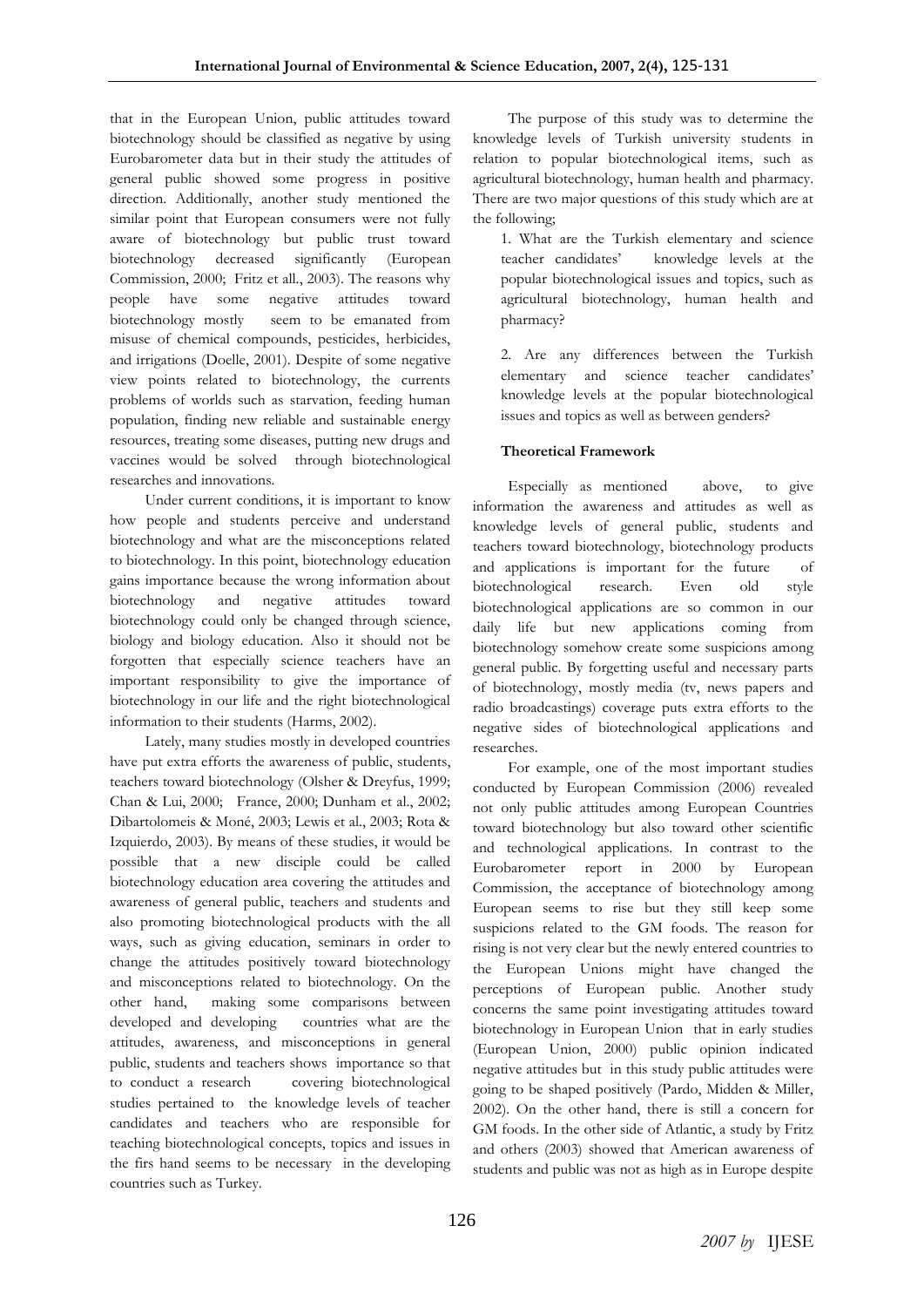that in the European Union, public attitudes toward biotechnology should be classified as negative by using Eurobarometer data but in their study the attitudes of general public showed some progress in positive direction. Additionally, another study mentioned the similar point that European consumers were not fully aware of biotechnology but public trust toward biotechnology decreased significantly (European Commission, 2000; Fritz et all., 2003). The reasons why people have some negative attitudes toward biotechnology mostly seem to be emanated from misuse of chemical compounds, pesticides, herbicides, and irrigations (Doelle, 2001). Despite of some negative view points related to biotechnology, the currents problems of worlds such as starvation, feeding human population, finding new reliable and sustainable energy resources, treating some diseases, putting new drugs and vaccines would be solved through biotechnological researches and innovations.

Under current conditions, it is important to know how people and students perceive and understand biotechnology and what are the misconceptions related to biotechnology. In this point, biotechnology education gains importance because the wrong information about biotechnology and negative attitudes toward biotechnology could only be changed through science, biology and biology education. Also it should not be forgotten that especially science teachers have an important responsibility to give the importance of biotechnology in our life and the right biotechnological information to their students (Harms, 2002).

Lately, many studies mostly in developed countries have put extra efforts the awareness of public, students, teachers toward biotechnology (Olsher & Dreyfus, 1999; Chan & Lui, 2000; France, 2000; Dunham et al., 2002; Dibartolomeis & Moné, 2003; Lewis et al., 2003; Rota & Izquierdo, 2003). By means of these studies, it would be possible that a new disciple could be called biotechnology education area covering the attitudes and awareness of general public, teachers and students and also promoting biotechnological products with the all ways, such as giving education, seminars in order to change the attitudes positively toward biotechnology and misconceptions related to biotechnology. On the other hand, making some comparisons between developed and developing countries what are the attitudes, awareness, and misconceptions in general public, students and teachers shows importance so that to conduct a research covering biotechnological studies pertained to the knowledge levels of teacher candidates and teachers who are responsible for teaching biotechnological concepts, topics and issues in the firs hand seems to be necessary in the developing countries such as Turkey.

The purpose of this study was to determine the knowledge levels of Turkish university students in relation to popular biotechnological items, such as agricultural biotechnology, human health and pharmacy. There are two major questions of this study which are at the following;

1. What are the Turkish elementary and science teacher candidates' knowledge levels at the popular biotechnological issues and topics, such as agricultural biotechnology, human health and pharmacy?

2. Are any differences between the Turkish elementary and science teacher candidates' knowledge levels at the popular biotechnological issues and topics as well as between genders?

**Theoretical Framework**

Especially as mentioned above, to give information the awareness and attitudes as well as knowledge levels of general public, students and teachers toward biotechnology, biotechnology products and applications is important for the future of biotechnological research. Even old style biotechnological applications are so common in our daily life but new applications coming from biotechnology somehow create some suspicions among general public. By forgetting useful and necessary parts of biotechnology, mostly media (tv, news papers and radio broadcastings) coverage puts extra efforts to the negative sides of biotechnological applications and researches.

For example, one of the most important studies conducted by European Commission (2006) revealed not only public attitudes among European Countries toward biotechnology but also toward other scientific and technological applications. In contrast to the Eurobarometer report in 2000 by European Commission, the acceptance of biotechnology among European seems to rise but they still keep some suspicions related to the GM foods. The reason for rising is not very clear but the newly entered countries to the European Unions might have changed the perceptions of European public. Another study concerns the same point investigating attitudes toward biotechnology in European Union that in early studies (European Union, 2000) public opinion indicated negative attitudes but in this study public attitudes were going to be shaped positively (Pardo, Midden & Miller, 2002). On the other hand, there is still a concern for GM foods. In the other side of Atlantic, a study by Fritz and others (2003) showed that American awareness of students and public was not as high as in Europe despite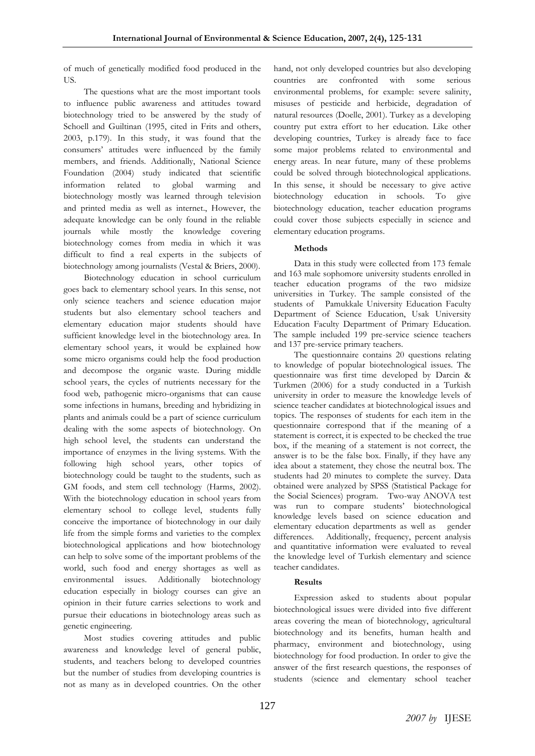of much of genetically modified food produced in the US.

The questions what are the most important tools to influence public awareness and attitudes toward biotechnology tried to be answered by the study of Schoell and Guiltinan (1995, cited in Frits and others, 2003, p.179). In this study, it was found that the consumers' attitudes were influenced by the family members, and friends. Additionally, National Science Foundation (2004) study indicated that scientific information related to global warming and biotechnology mostly was learned through television and printed media as well as internet., However, the adequate knowledge can be only found in the reliable journals while mostly the knowledge covering biotechnology comes from media in which it was difficult to find a real experts in the subjects of biotechnology among journalists (Vestal & Briers, 2000).

Biotechnology education in school curriculum goes back to elementary school years. In this sense, not only science teachers and science education major students but also elementary school teachers and elementary education major students should have sufficient knowledge level in the biotechnology area. In elementary school years, it would be explained how some micro organisms could help the food production and decompose the organic waste. During middle school years, the cycles of nutrients necessary for the food web, pathogenic micro-organisms that can cause some infections in humans, breeding and hybridizing in plants and animals could be a part of science curriculum dealing with the some aspects of biotechnology. On high school level, the students can understand the importance of enzymes in the living systems. With the following high school years, other topics of biotechnology could be taught to the students, such as GM foods, and stem cell technology (Harms, 2002). With the biotechnology education in school years from elementary school to college level, students fully conceive the importance of biotechnology in our daily life from the simple forms and varieties to the complex biotechnological applications and how biotechnology can help to solve some of the important problems of the world, such food and energy shortages as well as environmental issues. Additionally biotechnology education especially in biology courses can give an opinion in their future carries selections to work and pursue their educations in biotechnology areas such as genetic engineering.

Most studies covering attitudes and public awareness and knowledge level of general public, students, and teachers belong to developed countries but the number of studies from developing countries is not as many as in developed countries. On the other hand, not only developed countries but also developing countries are confronted with some serious environmental problems, for example: severe salinity, misuses of pesticide and herbicide, degradation of natural resources (Doelle, 2001). Turkey as a developing country put extra effort to her education. Like other developing countries, Turkey is already face to face some major problems related to environmental and energy areas. In near future, many of these problems could be solved through biotechnological applications. In this sense, it should be necessary to give active biotechnology education in schools. To give biotechnology education, teacher education programs could cover those subjects especially in science and elementary education programs.

**Methods**

Data in this study were collected from 173 female and 163 male sophomore university students enrolled in teacher education programs of the two midsize universities in Turkey. The sample consisted of the students of Pamukkale University Education Faculty Department of Science Education, Usak University Education Faculty Department of Primary Education. The sample included 199 pre-service science teachers and 137 pre-service primary teachers.

The questionnaire contains 20 questions relating to knowledge of popular biotechnological issues. The questionnaire was first time developed by Darcin & Turkmen (2006) for a study conducted in a Turkish university in order to measure the knowledge levels of science teacher candidates at biotechnological issues and topics. The responses of students for each item in the questionnaire correspond that if the meaning of a statement is correct, it is expected to be checked the true box, if the meaning of a statement is not correct, the answer is to be the false box. Finally, if they have any idea about a statement, they chose the neutral box. The students had 20 minutes to complete the survey. Data obtained were analyzed by SPSS (Statistical Package for the Social Sciences) program. Two-way ANOVA test was run to compare students' biotechnological knowledge levels based on science education and elementary education departments as well as gender differences. Additionally, frequency, percent analysis and quantitative information were evaluated to reveal the knowledge level of Turkish elementary and science teacher candidates.

**Results**

Expression asked to students about popular biotechnological issues were divided into five different areas covering the mean of biotechnology, agricultural biotechnology and its benefits, human health and pharmacy, environment and biotechnology, using biotechnology for food production. In order to give the answer of the first research questions, the responses of students (science and elementary school teacher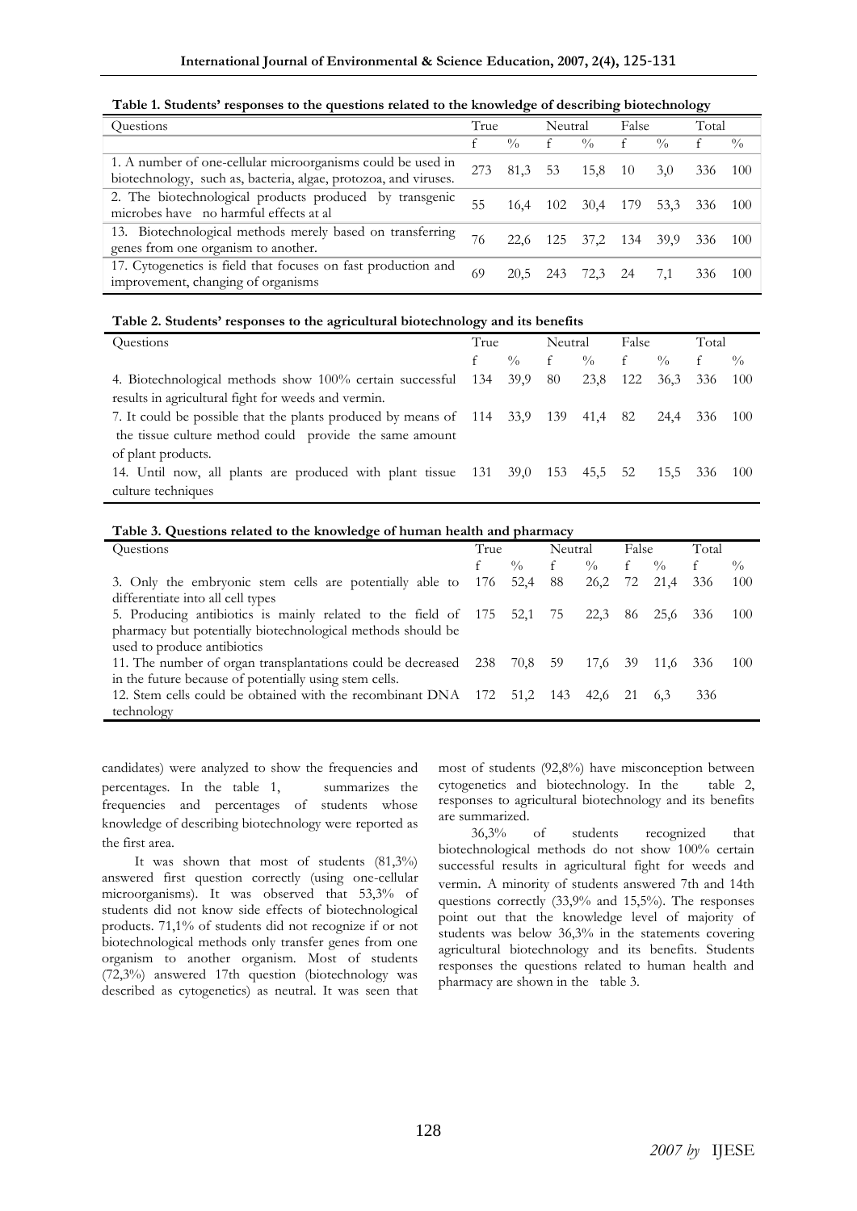**Table 1. Students' responses to the questions related to the knowledge of describing biotechnology**

| Questions | True | | Neutral | | False | | Total | |
|---|---|---|---|---|---|---|---|---|
| | f | % | f | % | f | % | f | % |
| 1. A number of one-cellular microorganisms could be used in biotechnology, such as, bacteria, algae, protozoa, and viruses. | 273 | 81,3 | 53 | 15,8 | 10 | 3,0 | 336 | 100 |
| 2. The biotechnological products produced by transgenic microbes have no harmful effects at al | 55 | 16,4 | 102 | 30,4 | 179 | 53,3 | 336 | 100 |
| 13. Biotechnological methods merely based on transferring genes from one organism to another. | 76 | 22,6 | 125 | 37,2 | 134 | 39,9 | 336 | 100 |
| 17. Cytogenetics is field that focuses on fast production and improvement, changing of organisms | 69 | 20,5 | 243 | 72,3 | 24 | 7,1 | 336 | 100 |

**Table 2. Students' responses to the agricultural biotechnology and its benefits**

| Questions | True | | Neutral | | False | | Total | |
|---|---|---|---|---|---|---|---|---|
| | f | % | f | % | f | % | f | % |
| 4. Biotechnological methods show 100% certain successful results in agricultural fight for weeds and vermin. | 134 | 39,9 | 80 | 23,8 | 122 | 36,3 | 336 | 100 |
| 7. It could be possible that the plants produced by means of the tissue culture method could provide the same amount of plant products. | 114 | 33,9 | 139 | 41,4 | 82 | 24,4 | 336 | 100 |
| 14. Until now, all plants are produced with plant tissue culture techniques | 131 | 39,0 | 153 | 45,5 | 52 | 15,5 | 336 | 100 |

**Table 3. Questions related to the knowledge of human health and pharmacy**

| Questions | True | | Neutral | | False | | Total | |
|---|---|---|---|---|---|---|---|---|
| | f | % | f | % | f | % | f | % |
| 3. Only the embryonic stem cells are potentially able to differentiate into all cell types | 176 | 52,4 | 88 | 26,2 | 72 | 21,4 | 336 | 100 |
| 5. Producing antibiotics is mainly related to the field of pharmacy but potentially biotechnological methods should be used to produce antibiotics | 175 | 52,1 | 75 | 22,3 | 86 | 25,6 | 336 | 100 |
| 11. The number of organ transplantations could be decreased in the future because of potentially using stem cells. | 238 | 70,8 | 59 | 17,6 | 39 | 11,6 | 336 | 100 |
| 12. Stem cells could be obtained with the recombinant DNA technology | 172 | 51,2 | 143 | 42,6 | 21 | 6,3 | 336 | |

candidates) were analyzed to show the frequencies and percentages. In the table 1, summarizes the frequencies and percentages of students whose knowledge of describing biotechnology were reported as the first area.

It was shown that most of students (81,3%) answered first question correctly (using one-cellular microorganisms). It was observed that 53,3% of students did not know side effects of biotechnological products. 71,1% of students did not recognize if or not biotechnological methods only transfer genes from one organism to another organism. Most of students (72,3%) answered 17th question (biotechnology was described as cytogenetics) as neutral. It was seen that most of students (92,8%) have misconception between cytogenetics and biotechnology. In the table 2, responses to agricultural biotechnology and its benefits are summarized.

36,3% of students recognized that biotechnological methods do not show 100% certain successful results in agricultural fight for weeds and vermin. A minority of students answered 7th and 14th questions correctly (33,9% and 15,5%). The responses point out that the knowledge level of majority of students was below 36,3% in the statements covering agricultural biotechnology and its benefits. Students responses the questions related to human health and pharmacy are shown in the table 3.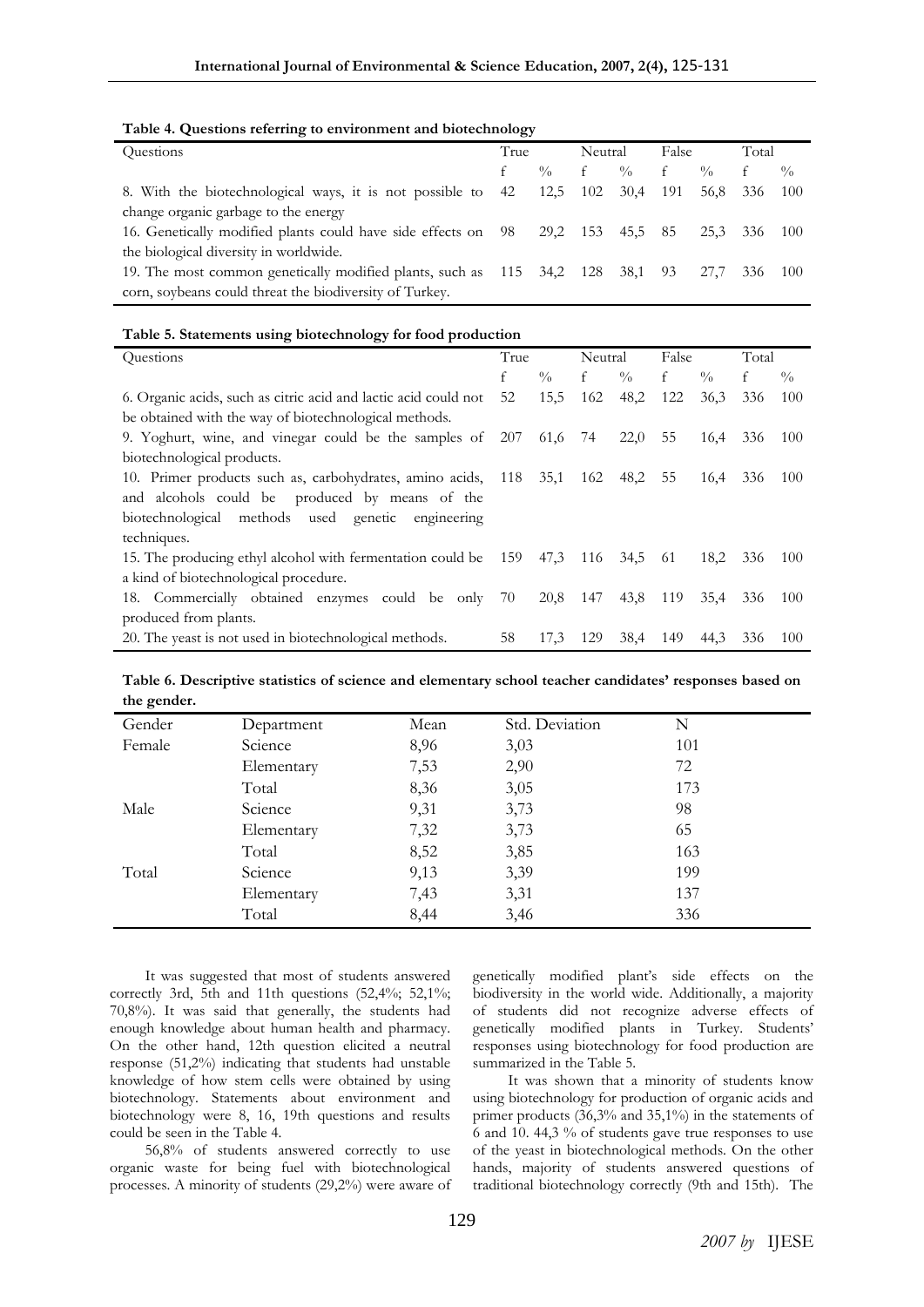**Table 4. Questions referring to environment and biotechnology**

| Questions | True | | Neutral | | False | | Total | |
|---|---|---|---|---|---|---|---|---|
| | f | % | f | % | f | % | f | % |
| 8. With the biotechnological ways, it is not possible to change organic garbage to the energy | 42 | 12,5 | 102 | 30,4 | 191 | 56,8 | 336 | 100 |
| 16. Genetically modified plants could have side effects on the biological diversity in worldwide. | 98 | 29,2 | 153 | 45,5 | 85 | 25,3 | 336 | 100 |
| 19. The most common genetically modified plants, such as corn, soybeans could threat the biodiversity of Turkey. | 115 | 34,2 | 128 | 38,1 | 93 | 27,7 | 336 | 100 |

**Table 5. Statements using biotechnology for food production**

| Questions | True | | Neutral | | False | | Total | |
|---|---|---|---|---|---|---|---|---|
| | f | % | f | % | f | % | f | % |
| 6. Organic acids, such as citric acid and lactic acid could not be obtained with the way of biotechnological methods. | 52 | 15,5 | 162 | 48,2 | 122 | 36,3 | 336 | 100 |
| 9. Yoghurt, wine, and vinegar could be the samples of biotechnological products. | 207 | 61,6 | 74 | 22,0 | 55 | 16,4 | 336 | 100 |
| 10. Primer products such as, carbohydrates, amino acids, and alcohols could be produced by means of the biotechnological methods used genetic engineering techniques. | 118 | 35,1 | 162 | 48,2 | 55 | 16,4 | 336 | 100 |
| 15. The producing ethyl alcohol with fermentation could be a kind of biotechnological procedure. | 159 | 47,3 | 116 | 34,5 | 61 | 18,2 | 336 | 100 |
| 18. Commercially obtained enzymes could be only produced from plants. | 70 | 20,8 | 147 | 43,8 | 119 | 35,4 | 336 | 100 |
| 20. The yeast is not used in biotechnological methods. | 58 | 17,3 | 129 | 38,4 | 149 | 44,3 | 336 | 100 |

**Table 6. Descriptive statistics of science and elementary school teacher candidates' responses based on the gender.**

| Gender | Department | Mean | Std. Deviation | N |
|---|---|---|---|---|
| Female | Science | 8,96 | 3,03 | 101 |
| | Elementary | 7,53 | 2,90 | 72 |
| | Total | 8,36 | 3,05 | 173 |
| Male | Science | 9,31 | 3,73 | 98 |
| | Elementary | 7,32 | 3,73 | 65 |
| | Total | 8,52 | 3,85 | 163 |
| Total | Science | 9,13 | 3,39 | 199 |
| | Elementary | 7,43 | 3,31 | 137 |
| | Total | 8,44 | 3,46 | 336 |

It was suggested that most of students answered correctly 3rd, 5th and 11th questions (52,4%; 52,1%; 70,8%). It was said that generally, the students had enough knowledge about human health and pharmacy. On the other hand, 12th question elicited a neutral response (51,2%) indicating that students had unstable knowledge of how stem cells were obtained by using biotechnology. Statements about environment and biotechnology were 8, 16, 19th questions and results could be seen in the Table 4.

56,8% of students answered correctly to use organic waste for being fuel with biotechnological processes. A minority of students (29,2%) were aware of genetically modified plant's side effects on the biodiversity in the world wide. Additionally, a majority of students did not recognize adverse effects of genetically modified plants in Turkey. Students' responses using biotechnology for food production are summarized in the Table 5.

It was shown that a minority of students know using biotechnology for production of organic acids and primer products (36,3% and 35,1%) in the statements of 6 and 10. 44,3 % of students gave true responses to use of the yeast in biotechnological methods. On the other hands, majority of students answered questions of traditional biotechnology correctly (9th and 15th). The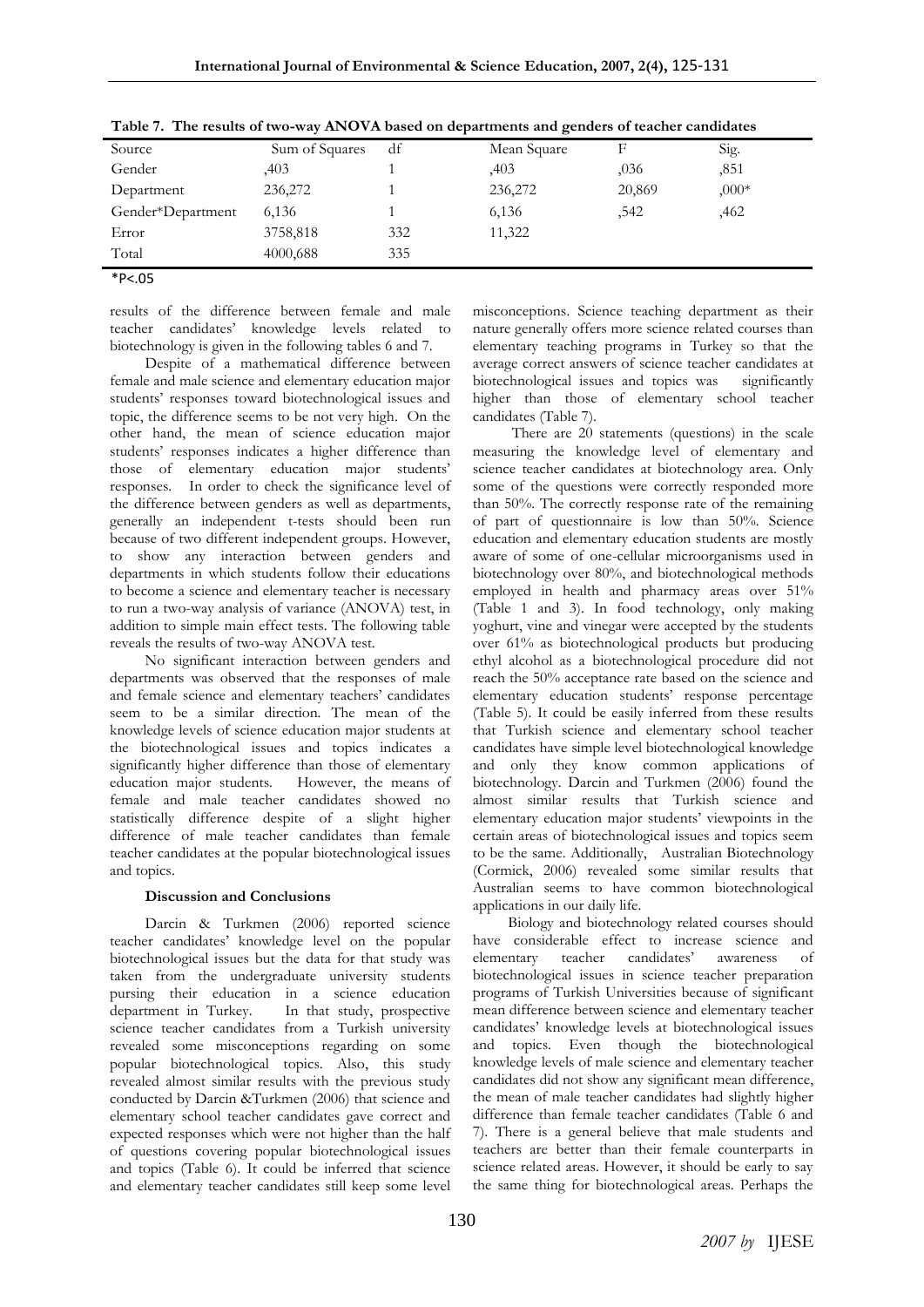**Table 7. The results of two-way ANOVA based on departments and genders of teacher candidates**

| Source | Sum of Squares | df | Mean Square | F | Sig. |
|---|---|---|---|---|---|
| Gender | ,403 | 1 | ,403 | ,036 | ,851 |
| Department | 236,272 | 1 | 236,272 | 20,869 | ,000* |
| Gender*Department | 6,136 | 1 | 6,136 | ,542 | ,462 |
| Error | 3758,818 | 332 | 11,322 | | |
| Total | 4000,688 | 335 | | | |

*P<.05

results of the difference between female and male teacher candidates' knowledge levels related to biotechnology is given in the following tables 6 and 7.

Despite of a mathematical difference between female and male science and elementary education major students' responses toward biotechnological issues and topic, the difference seems to be not very high. On the other hand, the mean of science education major students' responses indicates a higher difference than those of elementary education major students' responses. In order to check the significance level of the difference between genders as well as departments, generally an independent t-tests should been run because of two different independent groups. However, to show any interaction between genders and departments in which students follow their educations to become a science and elementary teacher is necessary to run a two-way analysis of variance (ANOVA) test, in addition to simple main effect tests. The following table reveals the results of two-way ANOVA test.

No significant interaction between genders and departments was observed that the responses of male and female science and elementary teachers' candidates seem to be a similar direction. The mean of the knowledge levels of science education major students at the biotechnological issues and topics indicates a significantly higher difference than those of elementary education major students. However, the means of female and male teacher candidates showed no statistically difference despite of a slight higher difference of male teacher candidates than female teacher candidates at the popular biotechnological issues and topics.

## Discussion and Conclusions

Darcin & Turkmen (2006) reported science teacher candidates' knowledge level on the popular biotechnological issues but the data for that study was taken from the undergraduate university students pursing their education in a science education department in Turkey. In that study, prospective science teacher candidates from a Turkish university revealed some misconceptions regarding on some popular biotechnological topics. Also, this study revealed almost similar results with the previous study conducted by Darcin &Turkmen (2006) that science and elementary school teacher candidates gave correct and expected responses which were not higher than the half of questions covering popular biotechnological issues and topics (Table 6). It could be inferred that science and elementary teacher candidates still keep some level misconceptions. Science teaching department as their nature generally offers more science related courses than elementary teaching programs in Turkey so that the average correct answers of science teacher candidates at biotechnological issues and topics was significantly higher than those of elementary school teacher candidates (Table 7).

There are 20 statements (questions) in the scale measuring the knowledge level of elementary and science teacher candidates at biotechnology area. Only some of the questions were correctly responded more than 50%. The correctly response rate of the remaining of part of questionnaire is low than 50%. Science education and elementary education students are mostly aware of some of one-cellular microorganisms used in biotechnology over 80%, and biotechnological methods employed in health and pharmacy areas over 51% (Table 1 and 3). In food technology, only making yoghurt, vine and vinegar were accepted by the students over 61% as biotechnological products but producing ethyl alcohol as a biotechnological procedure did not reach the 50% acceptance rate based on the science and elementary education students' response percentage (Table 5). It could be easily inferred from these results that Turkish science and elementary school teacher candidates have simple level biotechnological knowledge and only they know common applications of biotechnology. Darcin and Turkmen (2006) found the almost similar results that Turkish science and elementary education major students' viewpoints in the certain areas of biotechnological issues and topics seem to be the same. Additionally, Australian Biotechnology (Cormick, 2006) revealed some similar results that Australian seems to have common biotechnological applications in our daily life.

Biology and biotechnology related courses should have considerable effect to increase science and elementary teacher candidates' awareness of biotechnological issues in science teacher preparation programs of Turkish Universities because of significant mean difference between science and elementary teacher candidates' knowledge levels at biotechnological issues and topics. Even though the biotechnological knowledge levels of male science and elementary teacher candidates did not show any significant mean difference, the mean of male teacher candidates had slightly higher difference than female teacher candidates (Table 6 and 7). There is a general believe that male students and teachers are better than their female counterparts in science related areas. However, it should be early to say the same thing for biotechnological areas. Perhaps the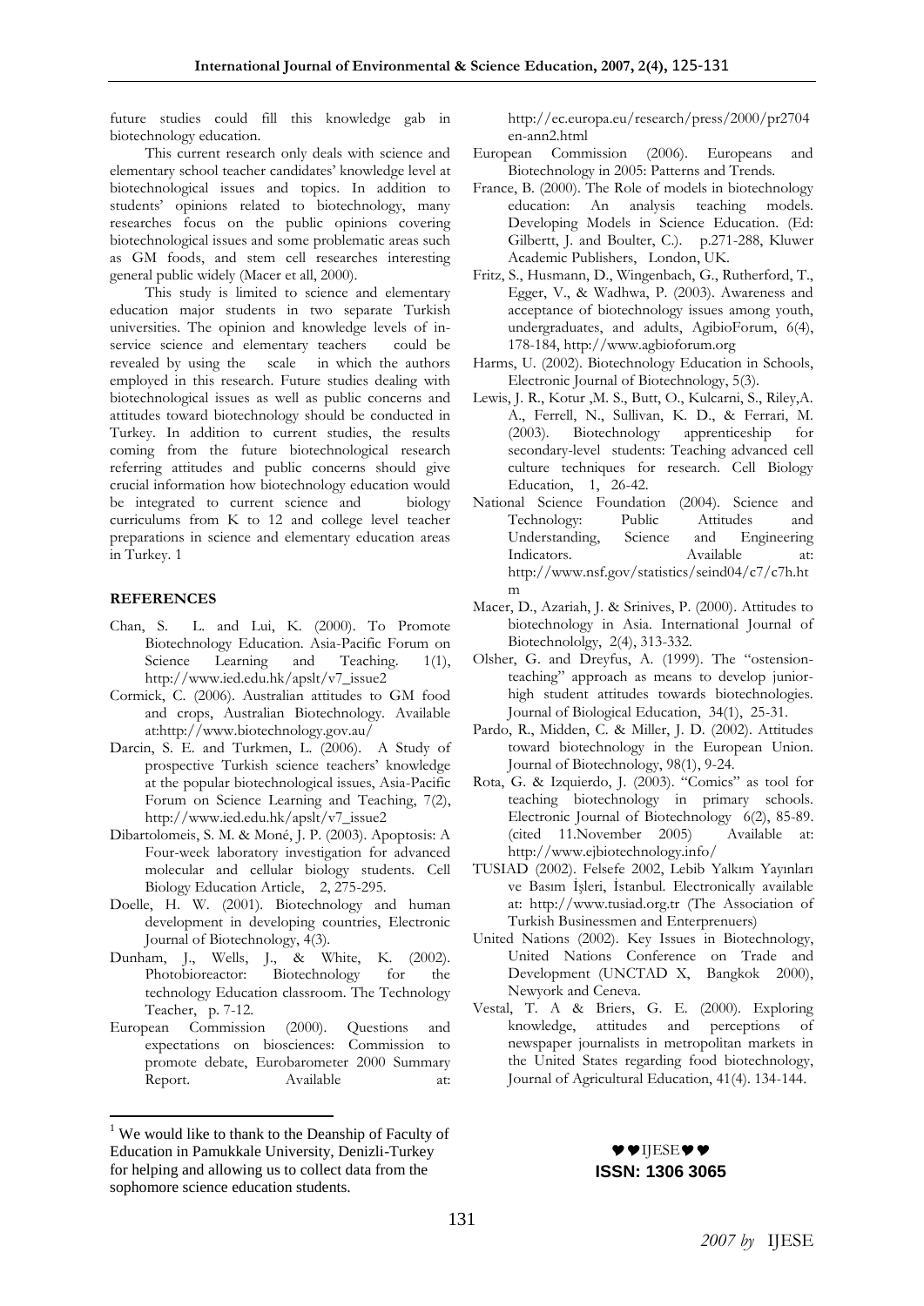future studies could fill this knowledge gab in biotechnology education.

This current research only deals with science and elementary school teacher candidates' knowledge level at biotechnological issues and topics. In addition to students' opinions related to biotechnology, many researches focus on the public opinions covering biotechnological issues and some problematic areas such as GM foods, and stem cell researches interesting general public widely (Macer et all, 2000).

This study is limited to science and elementary education major students in two separate Turkish universities. The opinion and knowledge levels of in-service science and elementary teachers could be revealed by using the scale in which the authors employed in this research. Future studies dealing with biotechnological issues as well as public concerns and attitudes toward biotechnology should be conducted in Turkey. In addition to current studies, the results coming from the future biotechnological research referring attitudes and public concerns should give crucial information how biotechnology education would be integrated to current science and biology curriculums from K to 12 and college level teacher preparations in science and elementary education areas in Turkey. [1]

**REFERENCES**

Chan, S. L. and Lui, K. (2000). To Promote Biotechnology Education. Asia-Pacific Forum on Science Learning and Teaching. 1(1), http://www.ied.edu.hk/apslt/v7_issue2

Cormick, C. (2006). Australian attitudes to GM food and crops, Australian Biotechnology. Available at:http://www.biotechnology.gov.au/

Darcin, S. E. and Turkmen, L. (2006). A Study of prospective Turkish science teachers' knowledge at the popular biotechnological issues, Asia-Pacific Forum on Science Learning and Teaching, 7(2), http://www.ied.edu.hk/apslt/v7_issue2

Dibartolomeis, S. M. & Moné, J. P. (2003). Apoptosis: A Four-week laboratory investigation for advanced molecular and cellular biology students. Cell Biology Education Article, 2, 275-295.

Doelle, H. W. (2001). Biotechnology and human development in developing countries, Electronic Journal of Biotechnology, 4(3).

Dunham, J., Wells, J., & White, K. (2002). Photobioreactor: Biotechnology for the technology Education classroom. The Technology Teacher, p. 7-12.

European Commission (2000). Questions and expectations on biosciences: Commission to promote debate, Eurobarometer 2000 Summary Report. Available at: http://ec.europa.eu/research/press/2000/pr2704en-ann2.html

European Commission (2006). Europeans and Biotechnology in 2005: Patterns and Trends.

France, B. (2000). The Role of models in biotechnology education: An analysis teaching models. Developing Models in Science Education. (Ed: Gilbertt, J. and Boulter, C.). p.271-288, Kluwer Academic Publishers, London, UK.

Fritz, S., Husmann, D., Wingenbach, G., Rutherford, T., Egger, V., & Wadhwa, P. (2003). Awareness and acceptance of biotechnology issues among youth, undergraduates, and adults, AgibioForum, 6(4), 178-184, http://www.agbioforum.org

Harms, U. (2002). Biotechnology Education in Schools, Electronic Journal of Biotechnology, 5(3).

Lewis, J. R., Kotur ,M. S., Butt, O., Kulcarni, S., Riley,A. A., Ferrell, N., Sullivan, K. D., & Ferrari, M. (2003). Biotechnology apprenticeship for secondary-level students: Teaching advanced cell culture techniques for research. Cell Biology Education, 1, 26-42.

National Science Foundation (2004). Science and Technology: Public Attitudes and Understanding, Science and Engineering Indicators. Available at: http://www.nsf.gov/statistics/seind04/c7/c7h.htm

Macer, D., Azariah, J. & Srinives, P. (2000). Attitudes to biotechnology in Asia. International Journal of Biotechnololgy, 2(4), 313-332.

Olsher, G. and Dreyfus, A. (1999). The "ostension-teaching" approach as means to develop junior-high student attitudes towards biotechnologies. Journal of Biological Education, 34(1), 25-31.

Pardo, R., Midden, C. & Miller, J. D. (2002). Attitudes toward biotechnology in the European Union. Journal of Biotechnology, 98(1), 9-24.

Rota, G. & Izquierdo, J. (2003). "Comics" as tool for teaching biotechnology in primary schools. Electronic Journal of Biotechnology 6(2), 85-89. (cited 11.November 2005) Available at: http://www.ejbiotechnology.info/

TUSIAD (2002). Felsefe 2002, Lebib Yalkım Yayınları ve Basım İşleri, İstanbul. Electronically available at: http://www.tusiad.org.tr (The Association of Turkish Businessmen and Enterprenuers)

United Nations (2002). Key Issues in Biotechnology, United Nations Conference on Trade and Development (UNCTAD X, Bangkok 2000), Newyork and Ceneva.

Vestal, T. A & Briers, G. E. (2000). Exploring knowledge, attitudes and perceptions of newspaper journalists in metropolitan markets in the United States regarding food biotechnology, Journal of Agricultural Education, 41(4). 134-144.

[1] We would like to thank to the Deanship of Faculty of Education in Pamukkale University, Denizli-Turkey for helping and allowing us to collect data from the sophomore science education students.

♥♥IJESE♥♥

**ISSN: 1306 3065**